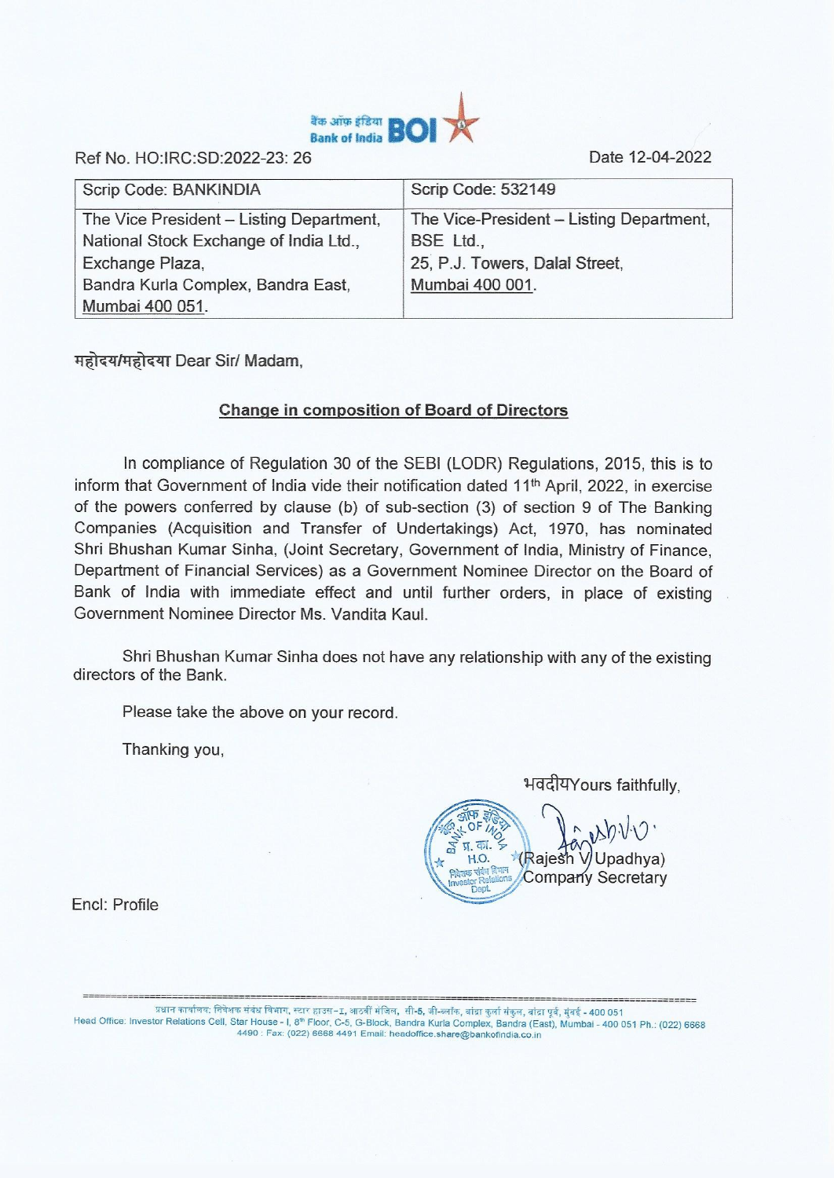बैंक ऑफ़ इंडिया Bank of India BOI

Ref No. HO:IRC:SD:2022-23: 26

Date 12-04-2022

| Scrip Code: BANKINDIA | Scrip Code: 532149 |
|---|---|
| The Vice President – Listing Department, National Stock Exchange of India Ltd., Exchange Plaza, Bandra Kurla Complex, Bandra East, Mumbai 400 051. | The Vice-President – Listing Department, BSE Ltd., 25, P.J. Towers, Dalal Street, Mumbai 400 001. |

महोदय/महोदया Dear Sir/ Madam,

**Change in composition of Board of Directors**

In compliance of Regulation 30 of the SEBI (LODR) Regulations, 2015, this is to inform that Government of India vide their notification dated 11th April, 2022, in exercise of the powers conferred by clause (b) of sub-section (3) of section 9 of The Banking Companies (Acquisition and Transfer of Undertakings) Act, 1970, has nominated Shri Bhushan Kumar Sinha, (Joint Secretary, Government of India, Ministry of Finance, Department of Financial Services) as a Government Nominee Director on the Board of Bank of India with immediate effect and until further orders, in place of existing Government Nominee Director Ms. Vandita Kaul.

Shri Bhushan Kumar Sinha does not have any relationship with any of the existing directors of the Bank.

Please take the above on your record.

Thanking you,

भवदीयYours faithfully,

(Rajesh V Upadhya)
Company Secretary

Encl: Profile

प्रधान कार्यालय: निवेशक संबंध विभाग, स्टार हाउस-I, आठवीं मंजिल, सी-5, जी-ब्लॉक, बांद्रा कुर्ला संकुल, बांद्रा पूर्व, मुंबई - 400 051
Head Office: Investor Relations Cell, Star House - I, 8th Floor, C-5, G-Block, Bandra Kurla Complex, Bandra (East), Mumbai - 400 051 Ph.: (022) 6668 4490 : Fax: (022) 6668 4491 Email: headoffice.share@bankofindia.co.in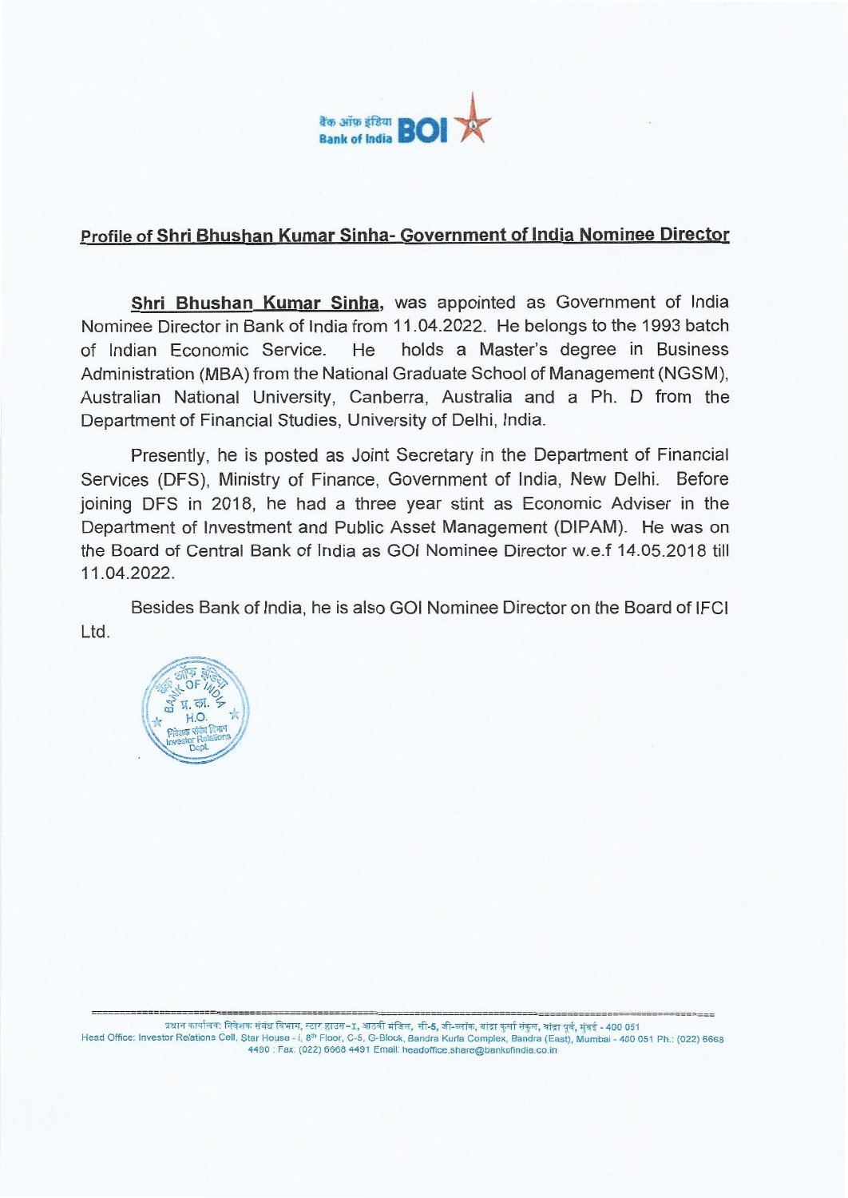## Profile of Shri Bhushan Kumar Sinha- Government of India Nominee Director

**Shri Bhushan Kumar Sinha,** was appointed as Government of India Nominee Director in Bank of India from 11.04.2022. He belongs to the 1993 batch of Indian Economic Service. He holds a Master's degree in Business Administration (MBA) from the National Graduate School of Management (NGSM), Australian National University, Canberra, Australia and a Ph. D from the Department of Financial Studies, University of Delhi, India.

Presently, he is posted as Joint Secretary in the Department of Financial Services (DFS), Ministry of Finance, Government of India, New Delhi. Before joining DFS in 2018, he had a three year stint as Economic Adviser in the Department of Investment and Public Asset Management (DIPAM). He was on the Board of Central Bank of India as GOI Nominee Director w.e.f 14.05.2018 till 11.04.2022.

Besides Bank of India, he is also GOI Nominee Director on the Board of IFCI Ltd.

प्रधान कार्यालय: निवेशक संबंध विभाग, स्टार हाउस-I, आठवी मंजिल, सी-5, जी-ब्लॉक, बांद्रा कुर्ला संकुल, बांद्रा पूर्व, मुंबई - 400 051
Head Office: Investor Relations Cell, Star House - I, 8th Floor, C-5, G-Block, Bandra Kurla Complex, Bandra (East), Mumbai - 400 051 Ph.: (022) 6668 4490 : Fax. (022) 6668 4491 Email: headoffice.share@bankofindia.co.in